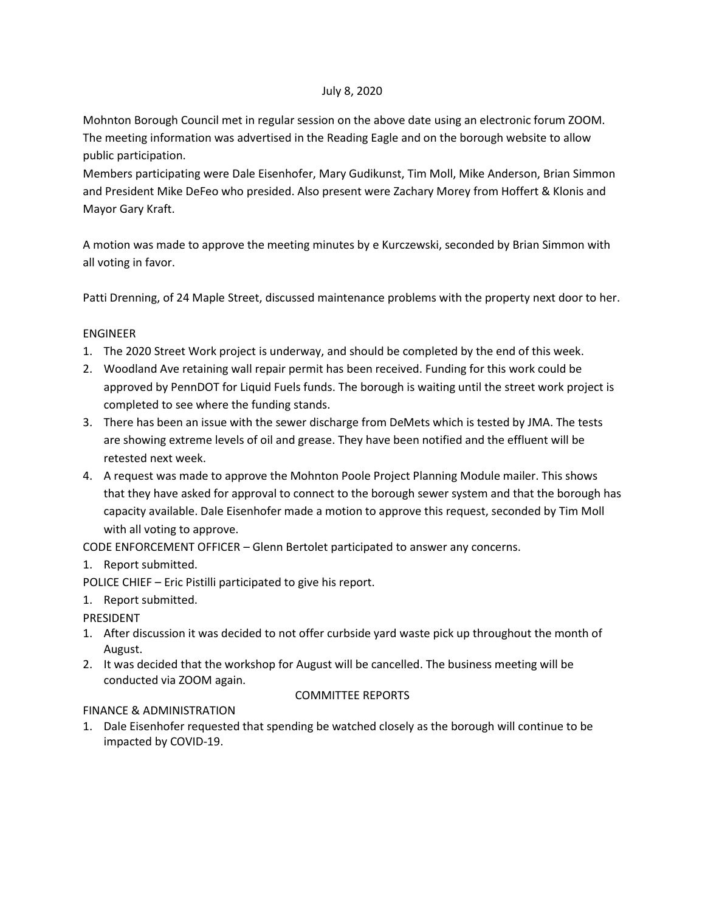July 8, 2020

Mohnton Borough Council met in regular session on the above date using an electronic forum ZOOM. The meeting information was advertised in the Reading Eagle and on the borough website to allow public participation.

Members participating were Dale Eisenhofer, Mary Gudikunst, Tim Moll, Mike Anderson, Brian Simmon and President Mike DeFeo who presided. Also present were Zachary Morey from Hoffert & Klonis and Mayor Gary Kraft.

A motion was made to approve the meeting minutes by e Kurczewski, seconded by Brian Simmon with all voting in favor.

Patti Drenning, of 24 Maple Street, discussed maintenance problems with the property next door to her.

ENGINEER

1. The 2020 Street Work project is underway, and should be completed by the end of this week.
2. Woodland Ave retaining wall repair permit has been received. Funding for this work could be approved by PennDOT for Liquid Fuels funds. The borough is waiting until the street work project is completed to see where the funding stands.
3. There has been an issue with the sewer discharge from DeMets which is tested by JMA. The tests are showing extreme levels of oil and grease. They have been notified and the effluent will be retested next week.
4. A request was made to approve the Mohnton Poole Project Planning Module mailer. This shows that they have asked for approval to connect to the borough sewer system and that the borough has capacity available. Dale Eisenhofer made a motion to approve this request, seconded by Tim Moll with all voting to approve.

CODE ENFORCEMENT OFFICER – Glenn Bertolet participated to answer any concerns.

1. Report submitted.

POLICE CHIEF – Eric Pistilli participated to give his report.

1. Report submitted.

PRESIDENT

1. After discussion it was decided to not offer curbside yard waste pick up throughout the month of August.
2. It was decided that the workshop for August will be cancelled. The business meeting will be conducted via ZOOM again.

COMMITTEE REPORTS

FINANCE & ADMINISTRATION

1. Dale Eisenhofer requested that spending be watched closely as the borough will continue to be impacted by COVID-19.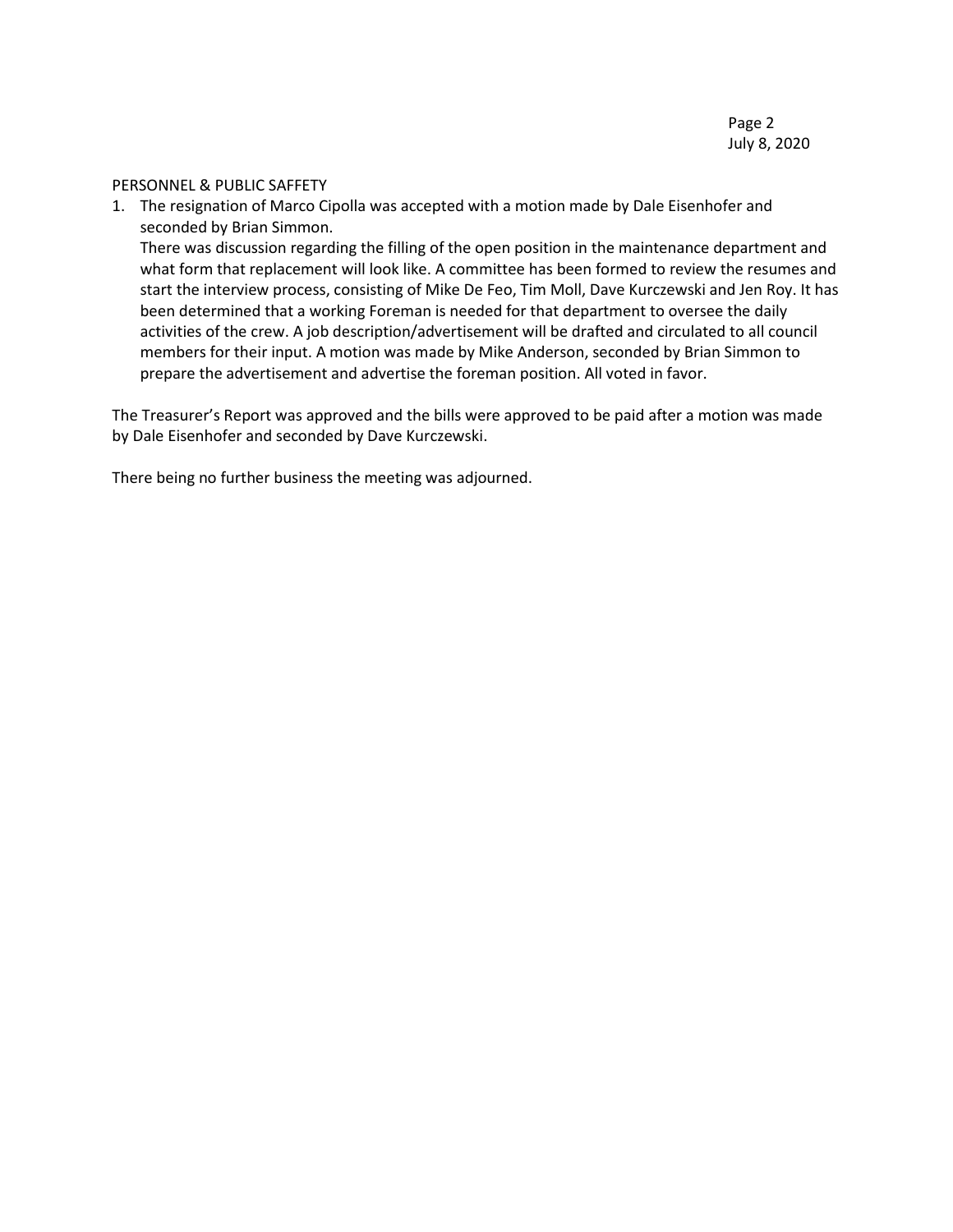PERSONNEL & PUBLIC SAFFETY

1. The resignation of Marco Cipolla was accepted with a motion made by Dale Eisenhofer and seconded by Brian Simmon.
   There was discussion regarding the filling of the open position in the maintenance department and what form that replacement will look like. A committee has been formed to review the resumes and start the interview process, consisting of Mike De Feo, Tim Moll, Dave Kurczewski and Jen Roy. It has been determined that a working Foreman is needed for that department to oversee the daily activities of the crew. A job description/advertisement will be drafted and circulated to all council members for their input. A motion was made by Mike Anderson, seconded by Brian Simmon to prepare the advertisement and advertise the foreman position. All voted in favor.

The Treasurer's Report was approved and the bills were approved to be paid after a motion was made by Dale Eisenhofer and seconded by Dave Kurczewski.

There being no further business the meeting was adjourned.